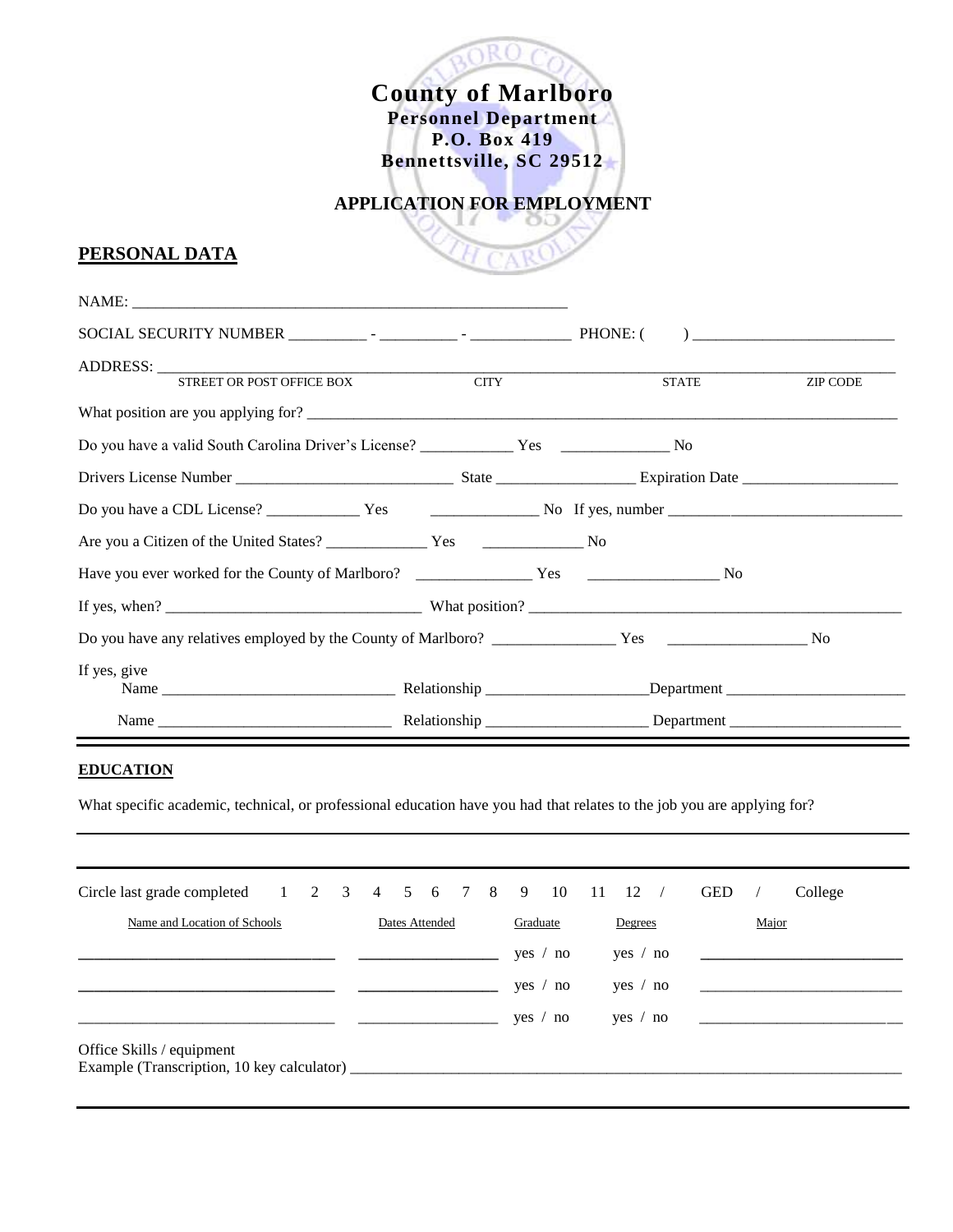# County of Marlboro

**Personnel Department**
**P.O. Box 419**
**Bennettsville, SC 29512**

## APPLICATION FOR EMPLOYMENT

## PERSONAL DATA

NAME: ____________________________________________________________

SOCIAL SECURITY NUMBER __________ - __________ - _____________ PHONE: ( ) __________________________

ADDRESS: ________________________________________________________________________________________
STREET OR POST OFFICE BOX CITY STATE ZIP CODE

What position are you applying for? ____________________________________________________________________

Do you have a valid South Carolina Driver's License? ____________ Yes ______________ No

Drivers License Number ____________________________ State __________________ Expiration Date ____________________

Do you have a CDL License? ____________ Yes ______________ No If yes, number ______________________________

Are you a Citizen of the United States? _____________ Yes _____________ No

Have you ever worked for the County of Marlboro? _______________ Yes _________________ No

If yes, when? ________________________________ What position? __________________________________________________

Do you have any relatives employed by the County of Marlboro? ________________ Yes __________________ No

If yes, give
Name ______________________________ Relationship _____________________Department _______________________
Name ______________________________ Relationship _____________________ Department ______________________

### EDUCATION

What specific academic, technical, or professional education have you had that relates to the job you are applying for?

Circle last grade completed 1 2 3 4 5 6 7 8 9 10 11 12 / GED / College

| Name and Location of Schools | Dates Attended | Graduate | Degrees | Major |
|---|---|---|---|---|
| __________________________ | ______________ | yes / no | yes / no | ______________________ |
| __________________________ | ______________ | yes / no | yes / no | ______________________ |
| __________________________ | ______________ | yes / no | yes / no | ______________________ |

Office Skills / equipment
Example (Transcription, 10 key calculator) ____________________________________________________________________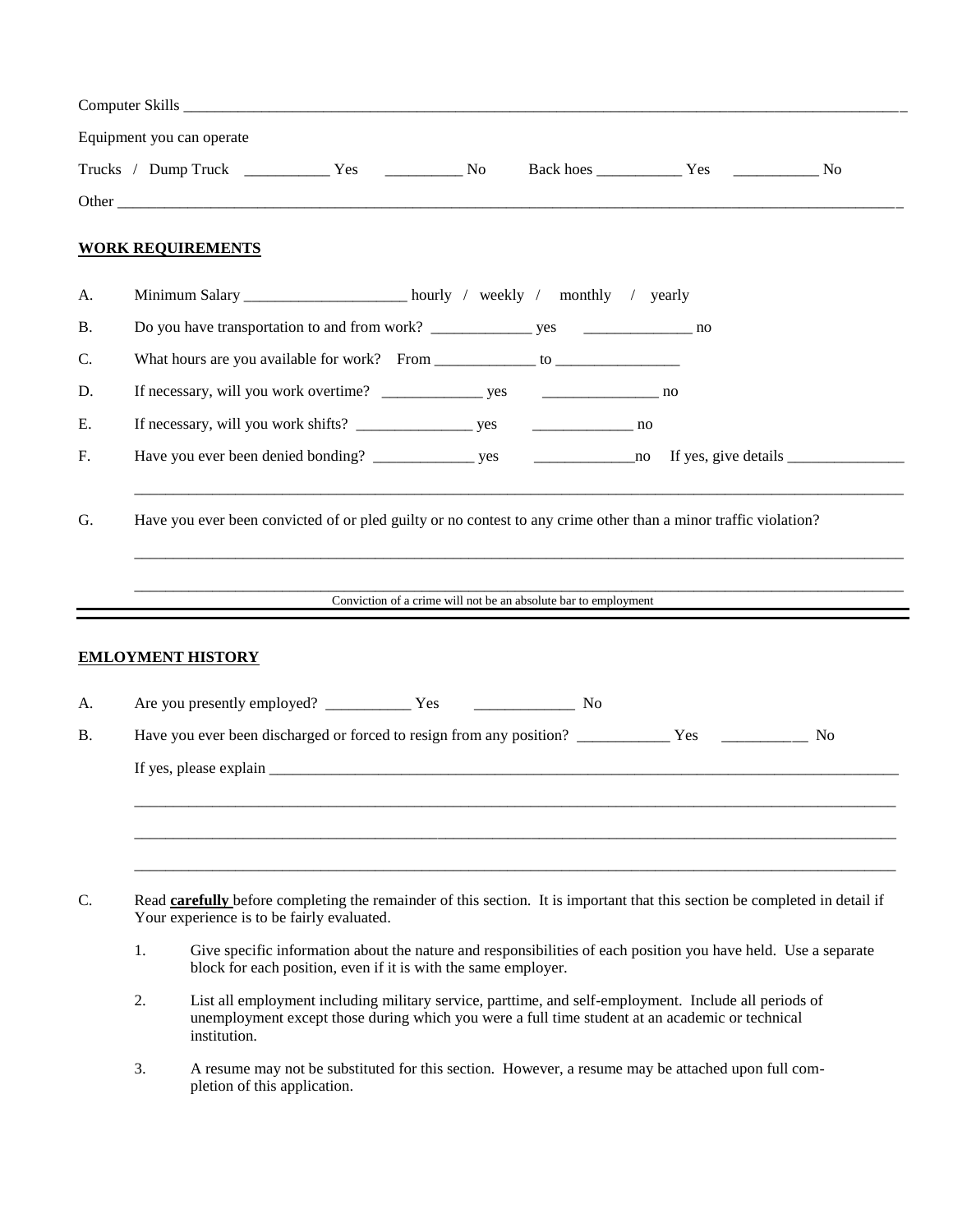Computer Skills ____________________________________________________________________________________________

Equipment you can operate

Trucks / Dump Truck ___________ Yes __________ No Back hoes ___________ Yes ___________ No

Other ______________________________________________________________________________________________________

**WORK REQUIREMENTS**

A. Minimum Salary _____________________ hourly / weekly / monthly / yearly

B. Do you have transportation to and from work? _____________ yes ______________ no

C. What hours are you available for work? From _____________ to ________________

D. If necessary, will you work overtime? _____________ yes _______________ no

E. If necessary, will you work shifts? _______________ yes _____________ no

F. Have you ever been denied bonding? _____________ yes _____________no If yes, give details _______________

_____________________________________________________________________________________________________

G. Have you ever been convicted of or pled guilty or no contest to any crime other than a minor traffic violation?

_____________________________________________________________________________________________________

_____________________________________________________________________________________________________

Conviction of a crime will not be an absolute bar to employment

---

**EMLOYMENT HISTORY**

A. Are you presently employed? ___________ Yes _____________ No

B. Have you ever been discharged or forced to resign from any position? ____________ Yes ___________ No

If yes, please explain _________________________________________________________________________________________

_____________________________________________________________________________________________________

_____________________________________________________________________________________________________

_____________________________________________________________________________________________________

C. Read **carefully** before completing the remainder of this section. It is important that this section be completed in detail if Your experience is to be fairly evaluated.

1. Give specific information about the nature and responsibilities of each position you have held. Use a separate block for each position, even if it is with the same employer.

2. List all employment including military service, parttime, and self-employment. Include all periods of unemployment except those during which you were a full time student at an academic or technical institution.

3. A resume may not be substituted for this section. However, a resume may be attached upon full completion of this application.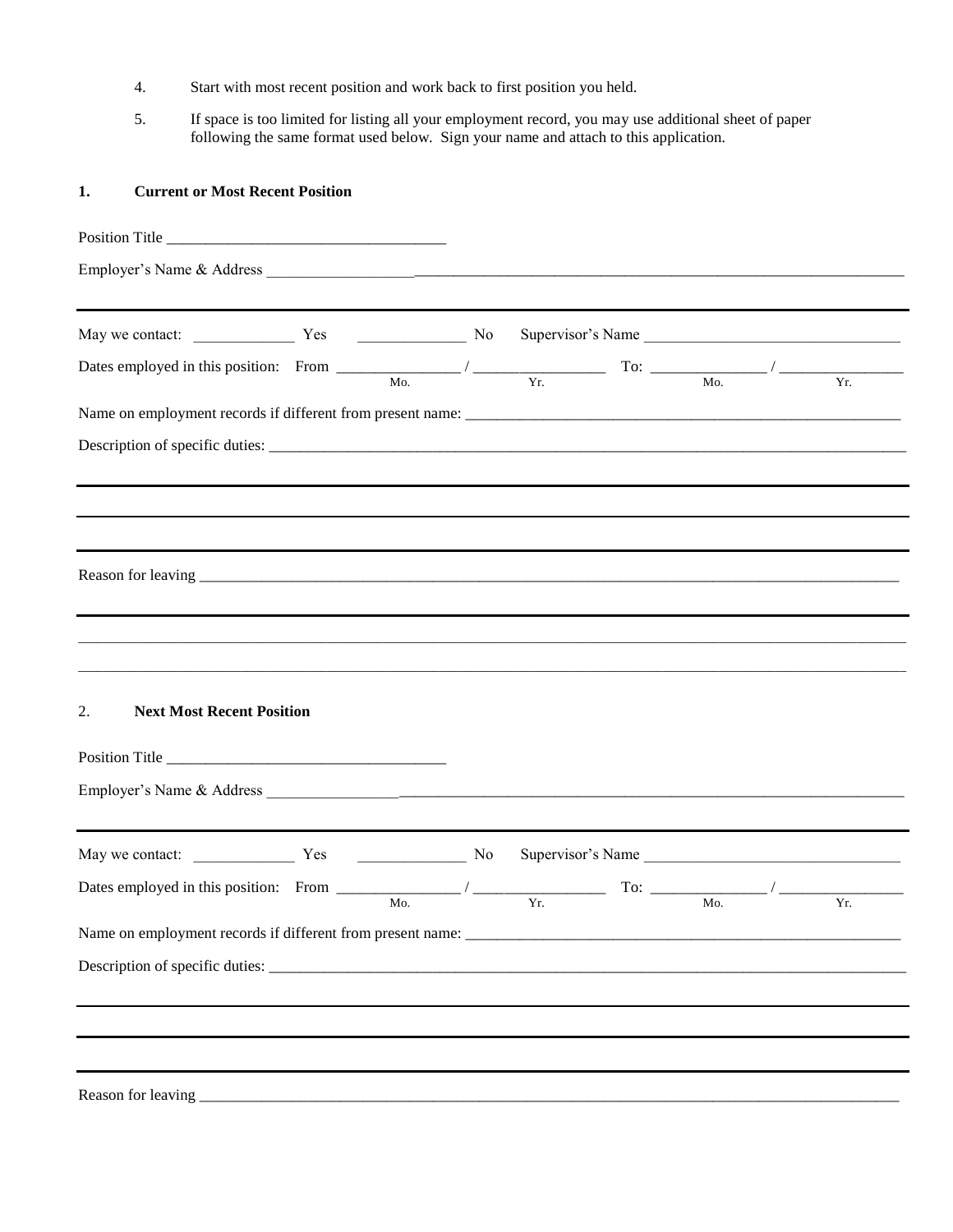4. Start with most recent position and work back to first position you held.

5. If space is too limited for listing all your employment record, you may use additional sheet of paper following the same format used below. Sign your name and attach to this application.

**1. Current or Most Recent Position**

Position Title ___________________________________

Employer's Name & Address ___________________________________________________________________________________

May we contact: _____________ Yes _____________ No Supervisor's Name ________________________________

Dates employed in this position: From _______________ / _______________ To: _______________ / _______________
Mo. Yr. Mo. Yr.

Name on employment records if different from present name: _______________________________________________________

Description of specific duties: __________________________________________________________________________________

_____________________________________________________________________________________________________

_____________________________________________________________________________________________________

Reason for leaving _____________________________________________________________________________________________

_____________________________________________________________________________________________________

_____________________________________________________________________________________________________

_____________________________________________________________________________________________________

2. **Next Most Recent Position**

Position Title ___________________________________

Employer's Name & Address ___________________________________________________________________________________

May we contact: _____________ Yes _____________ No Supervisor's Name ________________________________

Dates employed in this position: From _______________ / _______________ To: _______________ / _______________
Mo. Yr. Mo. Yr.

Name on employment records if different from present name: _______________________________________________________

Description of specific duties: __________________________________________________________________________________

_____________________________________________________________________________________________________

_____________________________________________________________________________________________________

_____________________________________________________________________________________________________

Reason for leaving _____________________________________________________________________________________________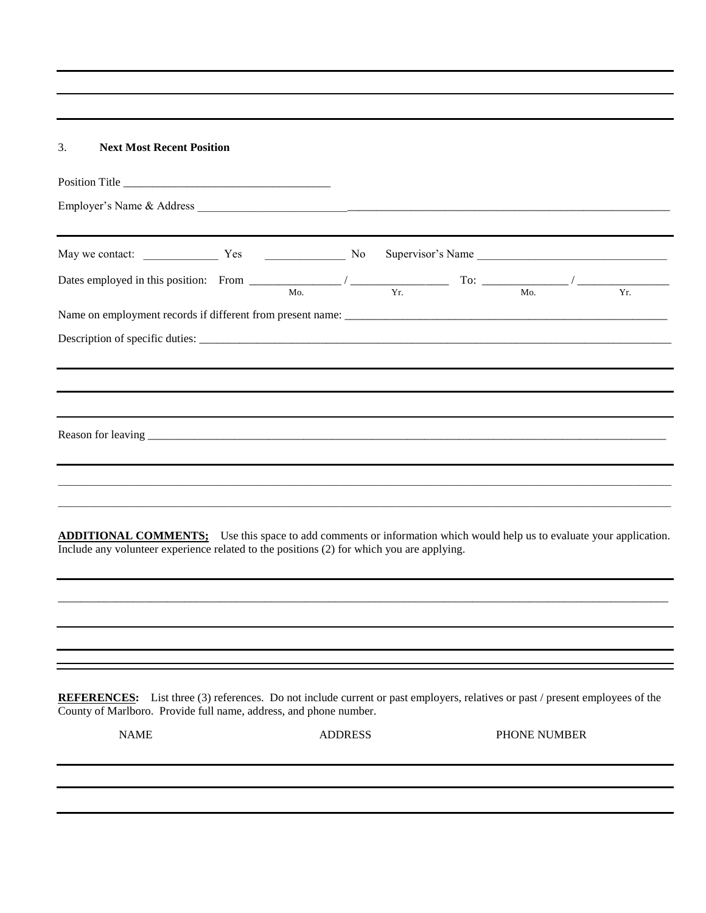3. **Next Most Recent Position**

Position Title ___________________________________

Employer's Name & Address ________________________________________________________________________________

May we contact: _____________ Yes _____________ No Supervisor's Name ________________________________

Dates employed in this position: From _______________ / _______________ To: _____________ / _______________
Mo. Yr. Mo. Yr.

Name on employment records if different from present name: ________________________________________________________

Description of specific duties: ____________________________________________________________________________________

Reason for leaving _______________________________________________________________________________________________

**ADDITIONAL COMMENTS;** Use this space to add comments or information which would help us to evaluate your application. Include any volunteer experience related to the positions (2) for which you are applying.

**REFERENCES:** List three (3) references. Do not include current or past employers, relatives or past / present employees of the County of Marlboro. Provide full name, address, and phone number.

| NAME | ADDRESS | PHONE NUMBER |
|---|---|---|
| | | |
| | | |
| | | |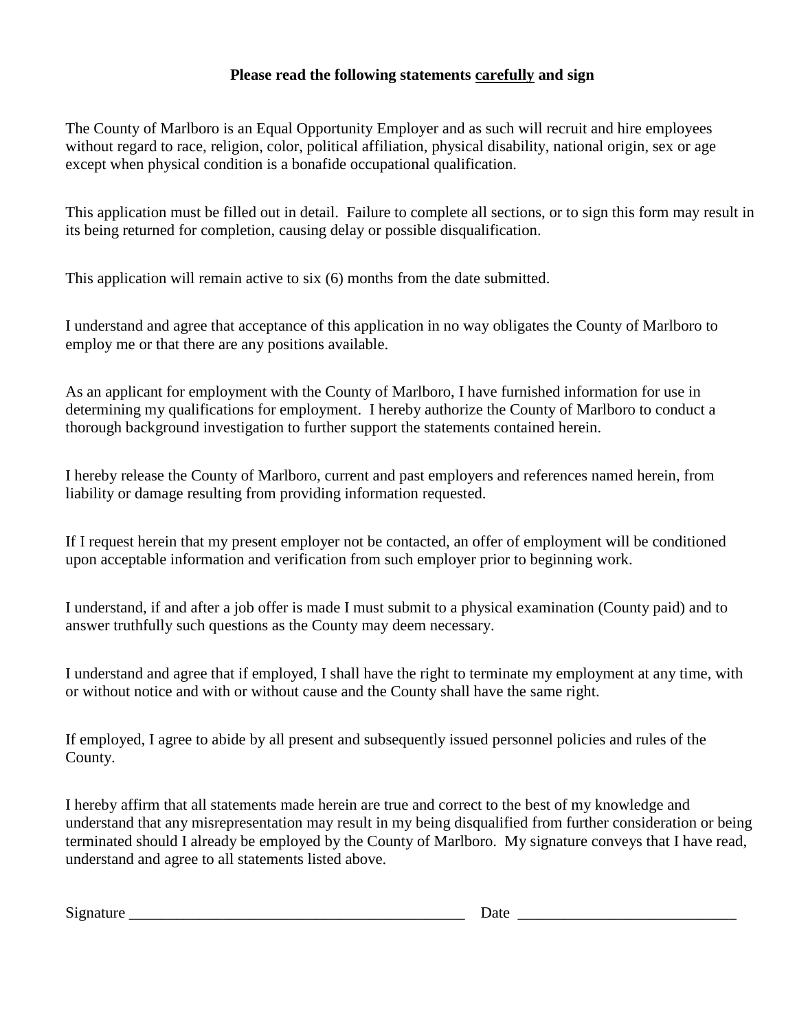**Please read the following statements <u>carefully</u> and sign**

The County of Marlboro is an Equal Opportunity Employer and as such will recruit and hire employees without regard to race, religion, color, political affiliation, physical disability, national origin, sex or age except when physical condition is a bonafide occupational qualification.

This application must be filled out in detail. Failure to complete all sections, or to sign this form may result in its being returned for completion, causing delay or possible disqualification.

This application will remain active to six (6) months from the date submitted.

I understand and agree that acceptance of this application in no way obligates the County of Marlboro to employ me or that there are any positions available.

As an applicant for employment with the County of Marlboro, I have furnished information for use in determining my qualifications for employment. I hereby authorize the County of Marlboro to conduct a thorough background investigation to further support the statements contained herein.

I hereby release the County of Marlboro, current and past employers and references named herein, from liability or damage resulting from providing information requested.

If I request herein that my present employer not be contacted, an offer of employment will be conditioned upon acceptable information and verification from such employer prior to beginning work.

I understand, if and after a job offer is made I must submit to a physical examination (County paid) and to answer truthfully such questions as the County may deem necessary.

I understand and agree that if employed, I shall have the right to terminate my employment at any time, with or without notice and with or without cause and the County shall have the same right.

If employed, I agree to abide by all present and subsequently issued personnel policies and rules of the County.

I hereby affirm that all statements made herein are true and correct to the best of my knowledge and understand that any misrepresentation may result in my being disqualified from further consideration or being terminated should I already be employed by the County of Marlboro. My signature conveys that I have read, understand and agree to all statements listed above.

Signature ___________________________________________ Date ____________________________